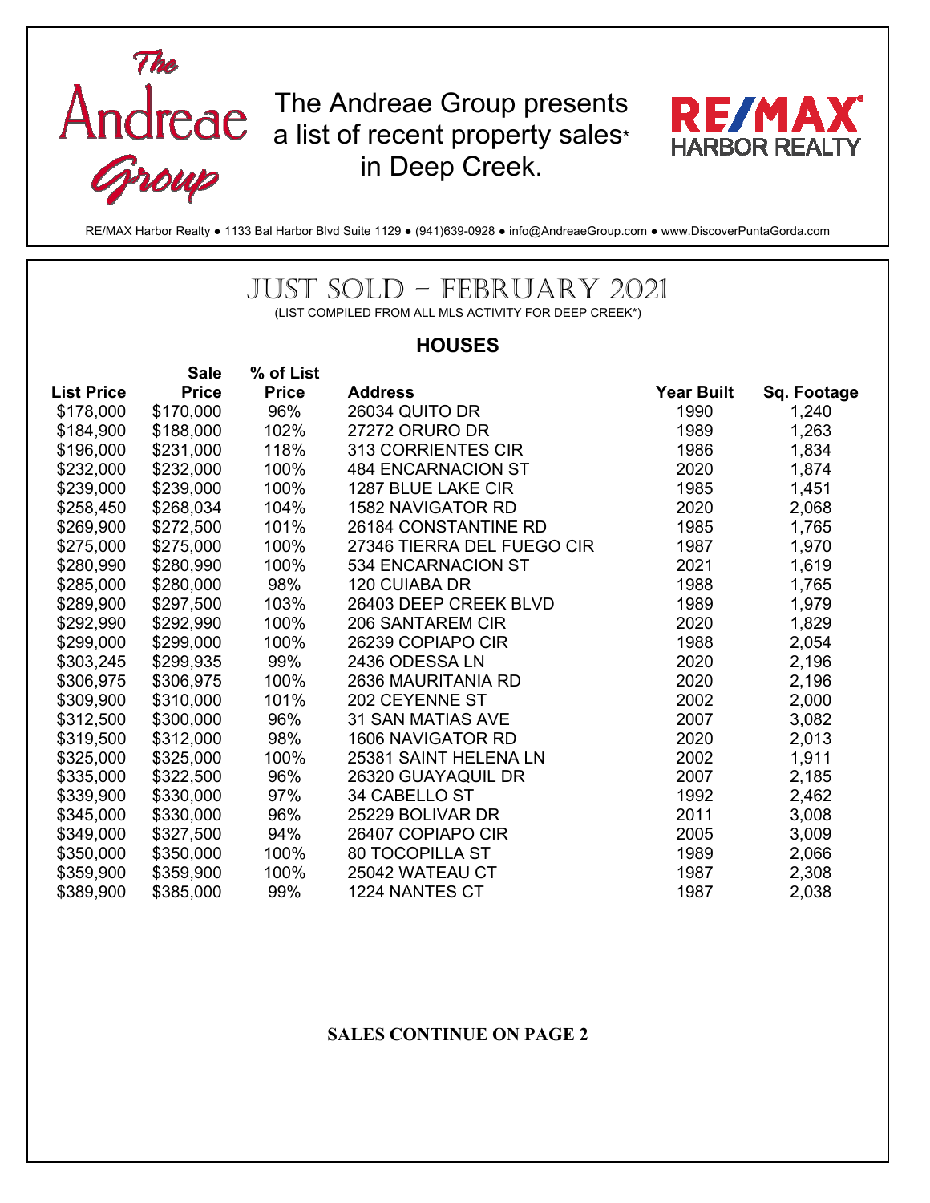The Andreae Group

The Andreae Group presents a list of recent property sales* in Deep Creek.

RE/MAX HARBOR REALTY

RE/MAX Harbor Realty ● 1133 Bal Harbor Blvd Suite 1129 ● (941)639-0928 ● info@AndreaeGroup.com ● www.DiscoverPuntaGorda.com

# JUST SOLD – FEBRUARY 2021

(LIST COMPILED FROM ALL MLS ACTIVITY FOR DEEP CREEK*)

## HOUSES

| List Price | Sale Price | % of List Price | Address | Year Built | Sq. Footage |
|---|---|---|---|---|---|
| $178,000 | $170,000 | 96% | 26034 QUITO DR | 1990 | 1,240 |
| $184,900 | $188,000 | 102% | 27272 ORURO DR | 1989 | 1,263 |
| $196,000 | $231,000 | 118% | 313 CORRIENTES CIR | 1986 | 1,834 |
| $232,000 | $232,000 | 100% | 484 ENCARNACION ST | 2020 | 1,874 |
| $239,000 | $239,000 | 100% | 1287 BLUE LAKE CIR | 1985 | 1,451 |
| $258,450 | $268,034 | 104% | 1582 NAVIGATOR RD | 2020 | 2,068 |
| $269,900 | $272,500 | 101% | 26184 CONSTANTINE RD | 1985 | 1,765 |
| $275,000 | $275,000 | 100% | 27346 TIERRA DEL FUEGO CIR | 1987 | 1,970 |
| $280,990 | $280,990 | 100% | 534 ENCARNACION ST | 2021 | 1,619 |
| $285,000 | $280,000 | 98% | 120 CUIABA DR | 1988 | 1,765 |
| $289,900 | $297,500 | 103% | 26403 DEEP CREEK BLVD | 1989 | 1,979 |
| $292,990 | $292,990 | 100% | 206 SANTAREM CIR | 2020 | 1,829 |
| $299,000 | $299,000 | 100% | 26239 COPIAPO CIR | 1988 | 2,054 |
| $303,245 | $299,935 | 99% | 2436 ODESSA LN | 2020 | 2,196 |
| $306,975 | $306,975 | 100% | 2636 MAURITANIA RD | 2020 | 2,196 |
| $309,900 | $310,000 | 101% | 202 CEYENNE ST | 2002 | 2,000 |
| $312,500 | $300,000 | 96% | 31 SAN MATIAS AVE | 2007 | 3,082 |
| $319,500 | $312,000 | 98% | 1606 NAVIGATOR RD | 2020 | 2,013 |
| $325,000 | $325,000 | 100% | 25381 SAINT HELENA LN | 2002 | 1,911 |
| $335,000 | $322,500 | 96% | 26320 GUAYAQUIL DR | 2007 | 2,185 |
| $339,900 | $330,000 | 97% | 34 CABELLO ST | 1992 | 2,462 |
| $345,000 | $330,000 | 96% | 25229 BOLIVAR DR | 2011 | 3,008 |
| $349,000 | $327,500 | 94% | 26407 COPIAPO CIR | 2005 | 3,009 |
| $350,000 | $350,000 | 100% | 80 TOCOPILLA ST | 1989 | 2,066 |
| $359,900 | $359,900 | 100% | 25042 WATEAU CT | 1987 | 2,308 |
| $389,900 | $385,000 | 99% | 1224 NANTES CT | 1987 | 2,038 |

**SALES CONTINUE ON PAGE 2**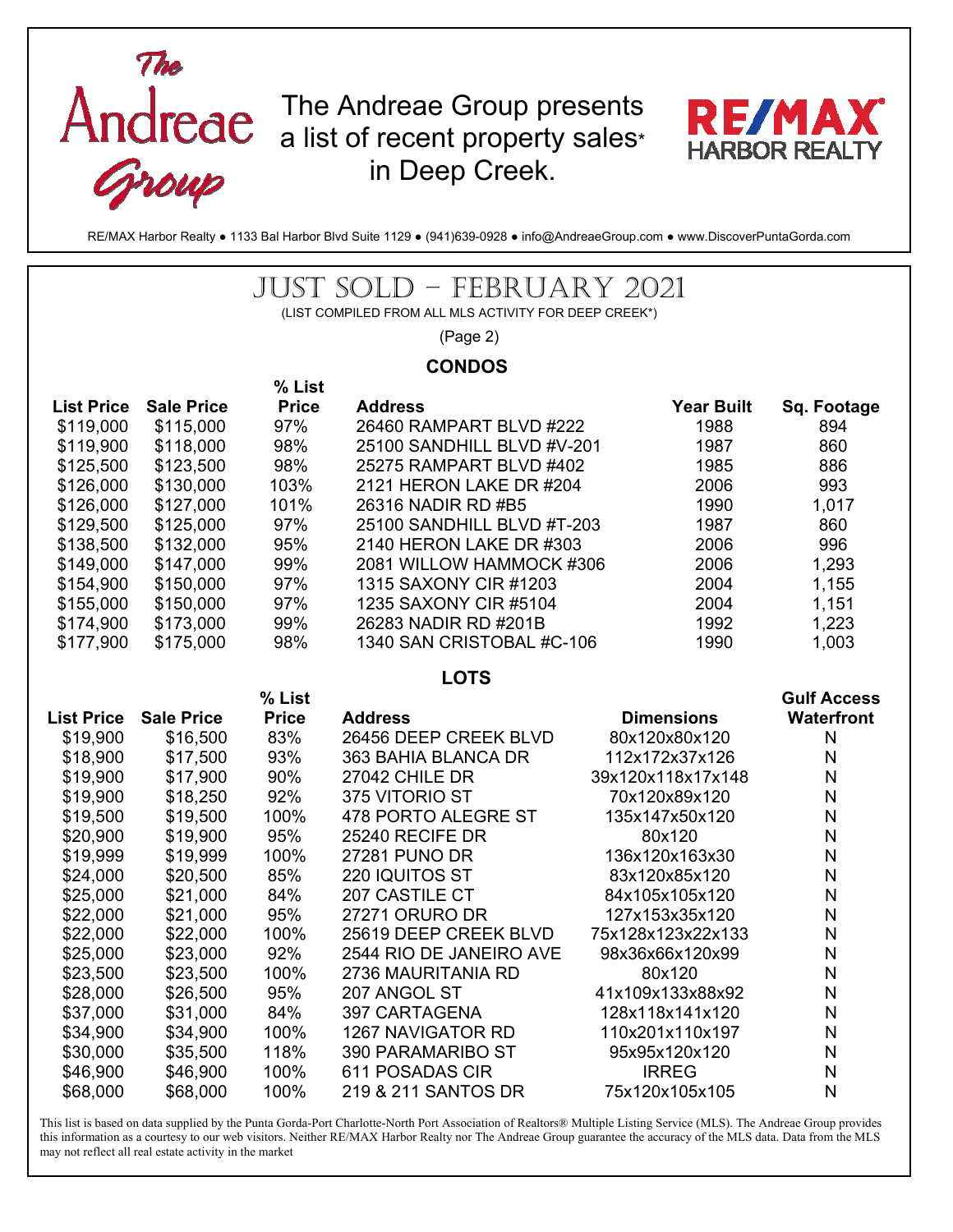The Andreae Group

The Andreae Group presents a list of recent property sales* in Deep Creek.

RE/MAX HARBOR REALTY

RE/MAX Harbor Realty ● 1133 Bal Harbor Blvd Suite 1129 ● (941)639-0928 ● info@AndreaeGroup.com ● www.DiscoverPuntaGorda.com

# JUST SOLD – FEBRUARY 2021

(LIST COMPILED FROM ALL MLS ACTIVITY FOR DEEP CREEK*)

(Page 2)

## CONDOS

| List Price | Sale Price | % List Price | Address | Year Built | Sq. Footage |
|---|---|---|---|---|---|
| $119,000 | $115,000 | 97% | 26460 RAMPART BLVD #222 | 1988 | 894 |
| $119,900 | $118,000 | 98% | 25100 SANDHILL BLVD #V-201 | 1987 | 860 |
| $125,500 | $123,500 | 98% | 25275 RAMPART BLVD #402 | 1985 | 886 |
| $126,000 | $130,000 | 103% | 2121 HERON LAKE DR #204 | 2006 | 993 |
| $126,000 | $127,000 | 101% | 26316 NADIR RD #B5 | 1990 | 1,017 |
| $129,500 | $125,000 | 97% | 25100 SANDHILL BLVD #T-203 | 1987 | 860 |
| $138,500 | $132,000 | 95% | 2140 HERON LAKE DR #303 | 2006 | 996 |
| $149,000 | $147,000 | 99% | 2081 WILLOW HAMMOCK #306 | 2006 | 1,293 |
| $154,900 | $150,000 | 97% | 1315 SAXONY CIR #1203 | 2004 | 1,155 |
| $155,000 | $150,000 | 97% | 1235 SAXONY CIR #5104 | 2004 | 1,151 |
| $174,900 | $173,000 | 99% | 26283 NADIR RD #201B | 1992 | 1,223 |
| $177,900 | $175,000 | 98% | 1340 SAN CRISTOBAL #C-106 | 1990 | 1,003 |

## LOTS

| List Price | Sale Price | % List Price | Address | Dimensions | Gulf Access Waterfront |
|---|---|---|---|---|---|
| $19,900 | $16,500 | 83% | 26456 DEEP CREEK BLVD | 80x120x80x120 | N |
| $18,900 | $17,500 | 93% | 363 BAHIA BLANCA DR | 112x172x37x126 | N |
| $19,900 | $17,900 | 90% | 27042 CHILE DR | 39x120x118x17x148 | N |
| $19,900 | $18,250 | 92% | 375 VITORIO ST | 70x120x89x120 | N |
| $19,500 | $19,500 | 100% | 478 PORTO ALEGRE ST | 135x147x50x120 | N |
| $20,900 | $19,900 | 95% | 25240 RECIFE DR | 80x120 | N |
| $19,999 | $19,999 | 100% | 27281 PUNO DR | 136x120x163x30 | N |
| $24,000 | $20,500 | 85% | 220 IQUITOS ST | 83x120x85x120 | N |
| $25,000 | $21,000 | 84% | 207 CASTILE CT | 84x105x105x120 | N |
| $22,000 | $21,000 | 95% | 27271 ORURO DR | 127x153x35x120 | N |
| $22,000 | $22,000 | 100% | 25619 DEEP CREEK BLVD | 75x128x123x22x133 | N |
| $25,000 | $23,000 | 92% | 2544 RIO DE JANEIRO AVE | 98x36x66x120x99 | N |
| $23,500 | $23,500 | 100% | 2736 MAURITANIA RD | 80x120 | N |
| $28,000 | $26,500 | 95% | 207 ANGOL ST | 41x109x133x88x92 | N |
| $37,000 | $31,000 | 84% | 397 CARTAGENA | 128x118x141x120 | N |
| $34,900 | $34,900 | 100% | 1267 NAVIGATOR RD | 110x201x110x197 | N |
| $30,000 | $35,500 | 118% | 390 PARAMARIBO ST | 95x95x120x120 | N |
| $46,900 | $46,900 | 100% | 611 POSADAS CIR | IRREG | N |
| $68,000 | $68,000 | 100% | 219 & 211 SANTOS DR | 75x120x105x105 | N |

This list is based on data supplied by the Punta Gorda-Port Charlotte-North Port Association of Realtors® Multiple Listing Service (MLS). The Andreae Group provides this information as a courtesy to our web visitors. Neither RE/MAX Harbor Realty nor The Andreae Group guarantee the accuracy of the MLS data. Data from the MLS may not reflect all real estate activity in the market